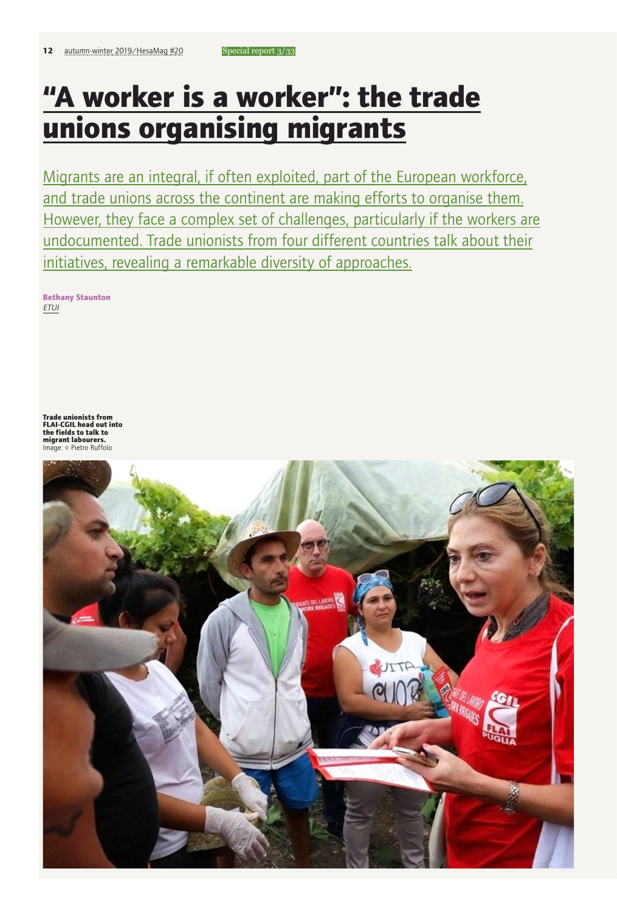# "A worker is a worker": the trade unions organising migrants

Migrants are an integral, if often exploited, part of the European workforce, and trade unions across the continent are making efforts to organise them. However, they face a complex set of challenges, particularly if the workers are undocumented. Trade unionists from four different countries talk about their initiatives, revealing a remarkable diversity of approaches.

**Bethany Staunton**
*ETUI*

**Trade unionists from FLAI-CGIL head out into the fields to talk to migrant labourers.**
Image: © Pietro Ruffolo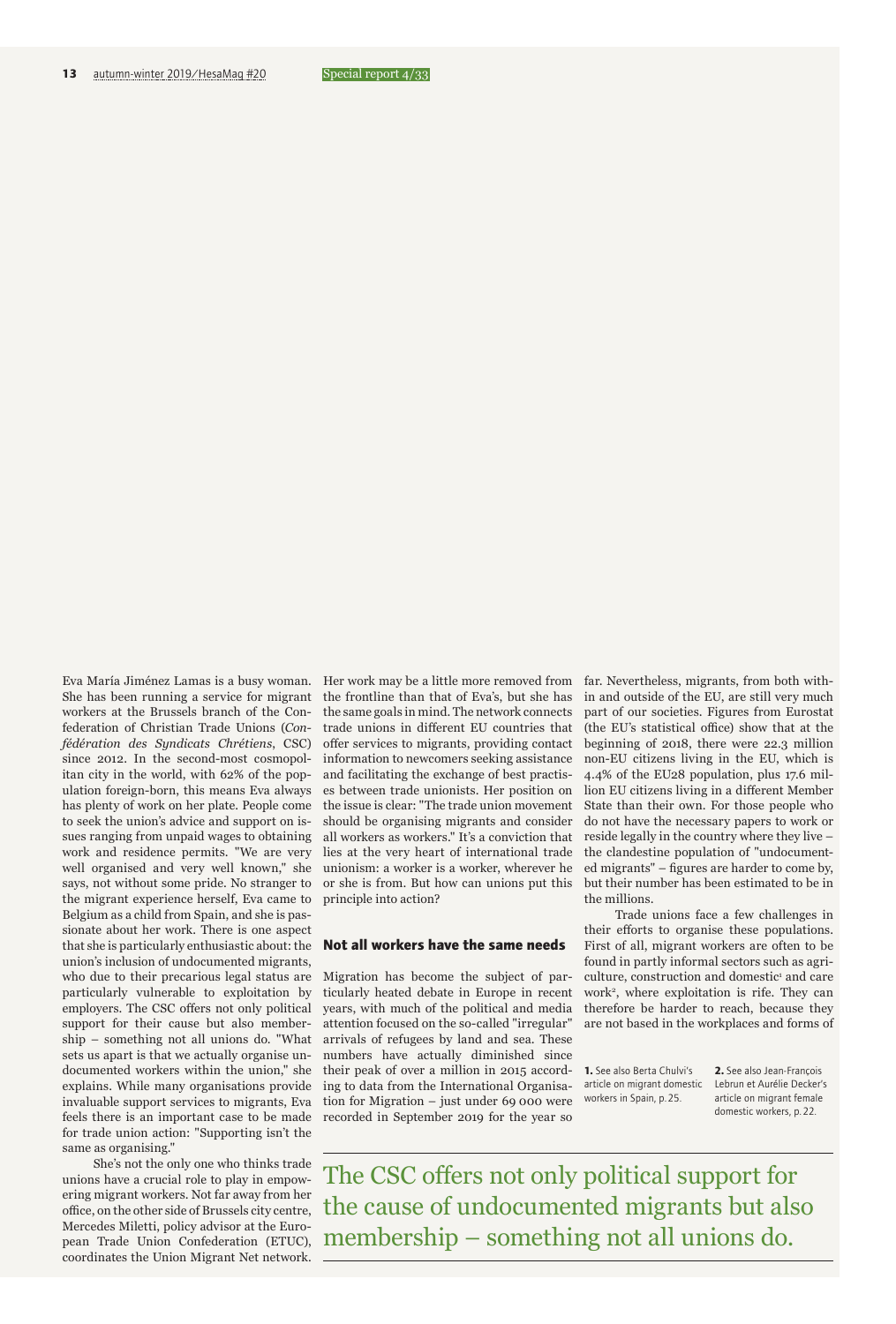Eva María Jiménez Lamas is a busy woman. She has been running a service for migrant workers at the Brussels branch of the Confederation of Christian Trade Unions (*Confédération des Syndicats Chrétiens*, CSC) since 2012. In the second-most cosmopolitan city in the world, with 62% of the population foreign-born, this means Eva always has plenty of work on her plate. People come to seek the union's advice and support on issues ranging from unpaid wages to obtaining work and residence permits. "We are very well organised and very well known," she says, not without some pride. No stranger to the migrant experience herself, Eva came to Belgium as a child from Spain, and she is passionate about her work. There is one aspect that she is particularly enthusiastic about: the union's inclusion of undocumented migrants, who due to their precarious legal status are particularly vulnerable to exploitation by employers. The CSC offers not only political support for their cause but also membership – something not all unions do. "What sets us apart is that we actually organise undocumented workers within the union," she explains. While many organisations provide invaluable support services to migrants, Eva feels there is an important case to be made for trade union action: "Supporting isn't the same as organising."

She's not the only one who thinks trade unions have a crucial role to play in empowering migrant workers. Not far away from her office, on the other side of Brussels city centre, Mercedes Miletti, policy advisor at the European Trade Union Confederation (ETUC), coordinates the Union Migrant Net network. Her work may be a little more removed from the frontline than that of Eva's, but she has the same goals in mind. The network connects trade unions in different EU countries that offer services to migrants, providing contact information to newcomers seeking assistance and facilitating the exchange of best practises between trade unionists. Her position on the issue is clear: "The trade union movement should be organising migrants and consider all workers as workers." It's a conviction that lies at the very heart of international trade unionism: a worker is a worker, wherever he or she is from. But how can unions put this principle into action?

## Not all workers have the same needs

Migration has become the subject of particularly heated debate in Europe in recent years, with much of the political and media attention focused on the so-called "irregular" arrivals of refugees by land and sea. These numbers have actually diminished since their peak of over a million in 2015 according to data from the International Organisation for Migration – just under 69 000 were recorded in September 2019 for the year so far. Nevertheless, migrants, from both within and outside of the EU, are still very much part of our societies. Figures from Eurostat (the EU's statistical office) show that at the beginning of 2018, there were 22.3 million non-EU citizens living in the EU, which is 4.4% of the EU28 population, plus 17.6 million EU citizens living in a different Member State than their own. For those people who do not have the necessary papers to work or reside legally in the country where they live – the clandestine population of "undocumented migrants" – figures are harder to come by, but their number has been estimated to be in the millions.

Trade unions face a few challenges in their efforts to organise these populations. First of all, migrant workers are often to be found in partly informal sectors such as agriculture, construction and domestic[1] and care work[2], where exploitation is rife. They can therefore be harder to reach, because they are not based in the workplaces and forms of

**1.** See also Berta Chulvi's article on migrant domestic workers in Spain, p. 25.

**2.** See also Jean-François Lebrun et Aurélie Decker's article on migrant female domestic workers, p. 22.

> The CSC offers not only political support for the cause of undocumented migrants but also membership – something not all unions do.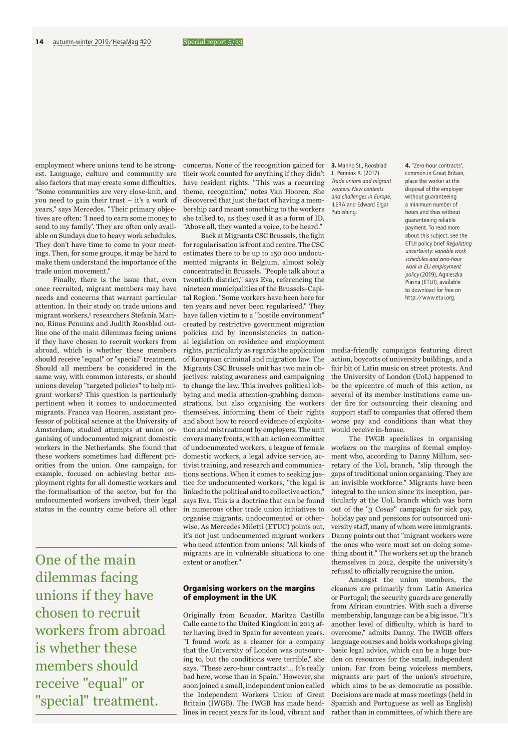employment where unions tend to be strongest. Language, culture and community are also factors that may create some difficulties. "Some communities are very close-knit, and you need to gain their trust – it's a work of years," says Mercedes. "Their primary objectives are often: 'I need to earn some money to send to my family'. They are often only available on Sundays due to heavy work schedules. They don't have time to come to your meetings. Then, for some groups, it may be hard to make them understand the importance of the trade union movement."

Finally, there is the issue that, even once recruited, migrant members may have needs and concerns that warrant particular attention. In their study on trade unions and migrant workers,[3] researchers Stefania Marino, Rinus Penninx and Judith Roosblad outline one of the main dilemmas facing unions if they have chosen to recruit workers from abroad, which is whether these members should receive "equal" or "special" treatment. Should all members be considered in the same way, with common interests, or should unions develop "targeted policies" to help migrant workers? This question is particularly pertinent when it comes to undocumented migrants. Franca van Hooren, assistant professor of political science at the University of Amsterdam, studied attempts at union organising of undocumented migrant domestic workers in the Netherlands. She found that these workers sometimes had different priorities from the union. One campaign, for example, focused on achieving better employment rights for all domestic workers and the formalisation of the sector, but for the undocumented workers involved, their legal status in the country came before all other concerns. None of the recognition gained for their work counted for anything if they didn't have resident rights. "This was a recurring theme, recognition," notes Van Hooren. She discovered that just the fact of having a membership card meant something to the workers she talked to, as they used it as a form of ID. "Above all, they wanted a voice, to be heard."

> One of the main dilemmas facing unions if they have chosen to recruit workers from abroad is whether these members should receive "equal" or "special" treatment.

Back at Migrants CSC Brussels, the fight for regularisation is front and centre. The CSC estimates there to be up to 150 000 undocumented migrants in Belgium, almost solely concentrated in Brussels. "People talk about a twentieth district," says Eva, referencing the nineteen municipalities of the Brussels-Capital Region. "Some workers have been here for ten years and never been regularised." They have fallen victim to a "hostile environment" created by restrictive government migration policies and by inconsistencies in national legislation on residence and employment rights, particularly as regards the application of European criminal and migration law. The Migrants CSC Brussels unit has two main objectives: raising awareness and campaigning to change the law. This involves political lobbying and media attention-grabbing demonstrations, but also organising the workers themselves, informing them of their rights and about how to record evidence of exploitation and mistreatment by employers. The unit covers many fronts, with an action committee of undocumented workers, a league of female domestic workers, a legal advice service, activist training, and research and communications sections. When it comes to seeking justice for undocumented workers, "the legal is linked to the political and to collective action," says Eva. This is a doctrine that can be found in numerous other trade union initiatives to organise migrants, undocumented or otherwise. As Mercedes Miletti (ETUC) points out, it's not just undocumented migrant workers who need attention from unions: "All kinds of migrants are in vulnerable situations to one extent or another."

## Organising workers on the margins of employment in the UK

Originally from Ecuador, Maritza Castillo Calle came to the United Kingdom in 2013 after having lived in Spain for seventeen years. "I found work as a cleaner for a company that the University of London was outsourcing to, but the conditions were terrible," she says. "These zero-hour contracts[4]... It's really bad here, worse than in Spain." However, she soon joined a small, independent union called the Independent Workers Union of Great Britain (IWGB). The IWGB has made headlines in recent years for its loud, vibrant and media-friendly campaigns featuring direct action, boycotts of university buildings, and a fair bit of Latin music on street protests. And the University of London (UoL) happened to be the epicentre of much of this action, as several of its member institutions came under fire for outsourcing their cleaning and support staff to companies that offered them worse pay and conditions than what they would receive in-house.

The IWGB specialises in organising workers on the margins of formal employment who, according to Danny Millum, secretary of the UoL branch, "slip through the gaps of traditional union organising. They are an invisible workforce." Migrants have been integral to the union since its inception, particularly at the UoL branch which was born out of the "*3 Cosas*" campaign for sick pay, holiday pay and pensions for outsourced university staff, many of whom were immigrants. Danny points out that "migrant workers were the ones who were most set on doing something about it." The workers set up the branch themselves in 2012, despite the university's refusal to officially recognise the union.

Amongst the union members, the cleaners are primarily from Latin America or Portugal; the security guards are generally from African countries. With such a diverse membership, language can be a big issue. "It's another level of difficulty, which is hard to overcome," admits Danny. The IWGB offers language courses and holds workshops giving basic legal advice, which can be a huge burden on resources for the small, independent union. Far from being voiceless members, migrants are part of the union's structure, which aims to be as democratic as possible. Decisions are made at mass meetings (held in Spanish and Portuguese as well as English) rather than in committees, of which there are

---

**3.** Marino St., Roosblad J., Penninx R. (2017) *Trade unions and migrant workers: New contexts and challenges in Europe*, ILERA and Edward Elgar Publishing.

**4.** "Zero-hour contracts", common in Great Britain, place the worker at the disposal of the employer without guaranteeing a minimum number of hours and thus without guaranteeing reliable payment. To read more about this subject, see the ETUI policy brief *Regulating uncertainty: variable work schedules and zero-hour work in EU employment policy* (2019), Agnieszka Piasna (ETUI), available to download for free on http://www.etui.org.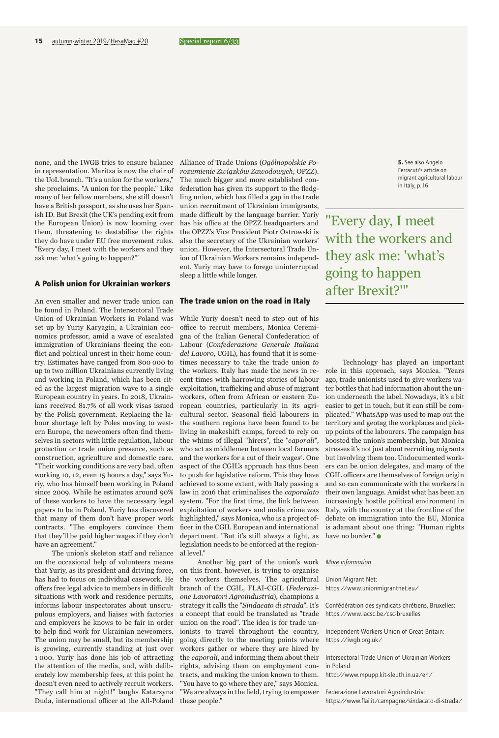none, and the IWGB tries to ensure balance in representation. Maritza is now the chair of the UoL branch. "It's a union for the workers," she proclaims. "A union for the people." Like many of her fellow members, she still doesn't have a British passport, as she uses her Spanish ID. But Brexit (the UK's pending exit from the European Union) is now looming over them, threatening to destabilise the rights they do have under EU free movement rules. "Every day, I meet with the workers and they ask me: 'what's going to happen?'"

## A Polish union for Ukrainian workers

An even smaller and newer trade union can be found in Poland. The Intersectoral Trade Union of Ukrainian Workers in Poland was set up by Yuriy Karyagin, a Ukrainian economics professor, amid a wave of escalated immigration of Ukrainians fleeing the conflict and political unrest in their home country. Estimates have ranged from 800 000 to up to two million Ukrainians currently living and working in Poland, which has been cited as the largest migration wave to a single European country in years. In 2018, Ukrainians received 81.7% of all work visas issued by the Polish government. Replacing the labour shortage left by Poles moving to western Europe, the newcomers often find themselves in sectors with little regulation, labour protection or trade union presence, such as construction, agriculture and domestic care. "Their working conditions are very bad, often working 10, 12, even 15 hours a day," says Yuriy, who has himself been working in Poland since 2009. While he estimates around 90% of these workers to have the necessary legal papers to be in Poland, Yuriy has discovered that many of them don't have proper work contracts. "The employers convince them that they'll be paid higher wages if they don't have an agreement."

The union's skeleton staff and reliance on the occasional help of volunteers means that Yuriy, as its president and driving force, has had to focus on individual casework. He offers free legal advice to members in difficult situations with work and residence permits, informs labour inspectorates about unscrupulous employers, and liaises with factories and employers he knows to be fair in order to help find work for Ukrainian newcomers. The union may be small, but its membership is growing, currently standing at just over 1 000. Yuriy has done his job of attracting the attention of the media, and, with deliberately low membership fees, at this point he doesn't even need to actively recruit workers. "They call him at night!" laughs Katarzyna Duda, international officer at the All-Poland Alliance of Trade Unions (*Ogólnopolskie Porozumienie Związków Zawodowych*, OPZZ). The much bigger and more established confederation has given its support to the fledgling union, which has filled a gap in the trade union recruitment of Ukrainian immigrants, made difficult by the language barrier. Yuriy has his office at the OPZZ headquarters and the OPZZ's Vice President Piotr Ostrowski is also the secretary of the Ukrainian workers' union. However, the Intersectoral Trade Union of Ukrainian Workers remains independent. Yuriy may have to forego uninterrupted sleep a little while longer.

## The trade union on the road in Italy

While Yuriy doesn't need to step out of his office to recruit members, Monica Ceremigna of the Italian General Confederation of Labour (*Confederazione Generale Italiana del Lavoro*, CGIL), has found that it is sometimes necessary to take the trade union *to* the workers. Italy has made the news in recent times with harrowing stories of labour exploitation, trafficking and abuse of migrant workers, often from African or eastern European countries, particularly in its agricultural sector. Seasonal field labourers in the southern regions have been found to be living in makeshift camps, forced to rely on the whims of illegal "hirers", the "*caporali*", who act as middlemen between local farmers and the workers for a cut of their wages[5]. One aspect of the CGIL's approach has thus been to push for legislative reform. This they have achieved to some extent, with Italy passing a law in 2016 that criminalises the *caporalato* system. "For the first time, the link between exploitation of workers and mafia crime was highlighted," says Monica, who is a project officer in the CGIL European and international department. "But it's still always a fight, as legislation needs to be enforced at the regional level."

Another big part of the union's work on this front, however, is trying to organise the workers themselves. The agricultural branch of the CGIL, FLAI-CGIL (*Federazione Lavoratori Agroindustria*), champions a strategy it calls the "*Sindacato di strada*". It's a concept that could be translated as "trade union on the road". The idea is for trade unionists to travel throughout the country, going directly to the meeting points where workers gather or where they are hired by the *caporali*, and informing them about their rights, advising them on employment contracts, and making the union known to them. "You have to go where they are," says Monica. "We are always in the field, trying to empower these people."

Technology has played an important role in this approach, says Monica. "Years ago, trade unionists used to give workers water bottles that had information about the union underneath the label. Nowadays, it's a bit easier to get in touch, but it can still be complicated." WhatsApp was used to map out the territory and geotag the workplaces and pick-up points of the labourers. The campaign has boosted the union's membership, but Monica stresses it's not just about recruiting migrants but involving them too. Undocumented workers can be union delegates, and many of the CGIL officers are themselves of foreign origin and so can communicate with the workers in their own language. Amidst what has been an increasingly hostile political environment in Italy, with the country at the frontline of the debate on immigration into the EU, Monica is adamant about one thing: "Human rights have no border."

**5.** See also Angelo Ferracuti's article on migrant agricultural labour in Italy, p. 16.

> "Every day, I meet with the workers and they ask me: 'what's going to happen after Brexit?'"

*More information*

Union Migrant Net:
https://www.unionmigrantnet.eu/

Confédération des syndicats chrétiens, Bruxelles:
https://www.lacsc.be/csc-bruxelles

Independent Workers Union of Great Britain:
https://iwgb.org.uk/

Intersectoral Trade Union of Ukrainian Workers in Poland:
http://www.mpupp.kit-sleuth.in.ua/en/

Federazione Lavoratori Agroindustria:
https://www.flai.it/campagne/sindacato-di-strada/